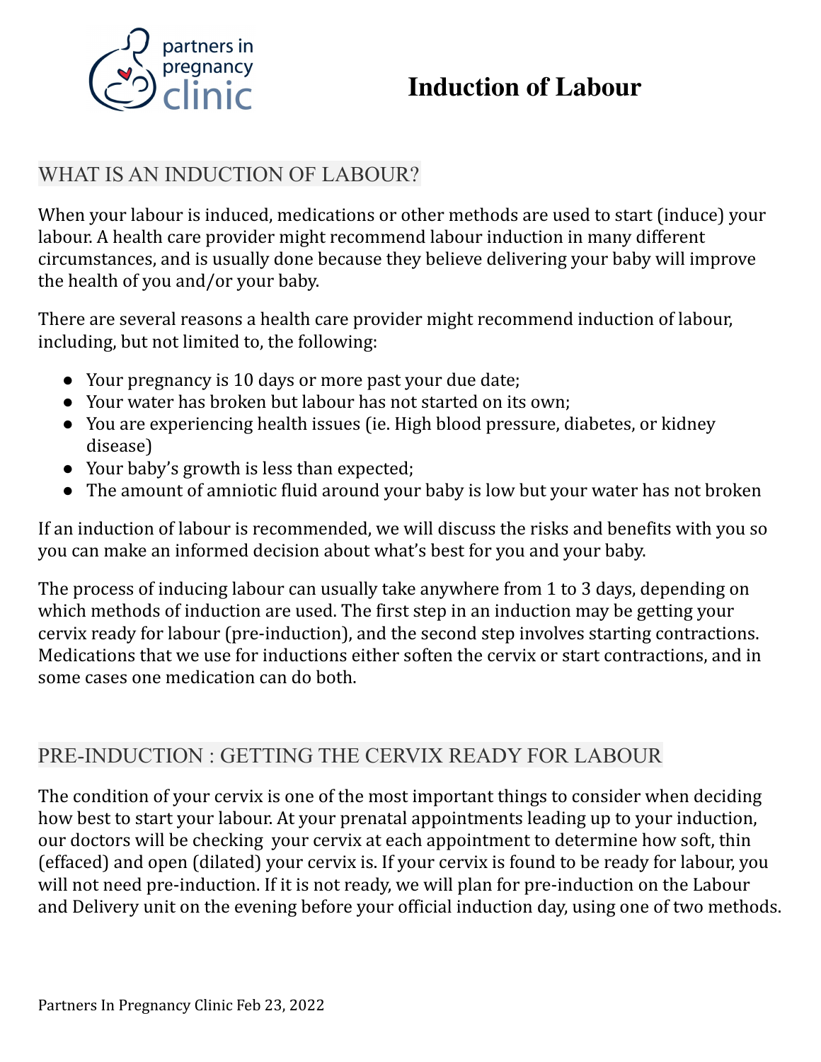# Induction of Labour

## WHAT IS AN INDUCTION OF LABOUR?

When your labour is induced, medications or other methods are used to start (induce) your labour. A health care provider might recommend labour induction in many different circumstances, and is usually done because they believe delivering your baby will improve the health of you and/or your baby.

There are several reasons a health care provider might recommend induction of labour, including, but not limited to, the following:

- Your pregnancy is 10 days or more past your due date;
- Your water has broken but labour has not started on its own;
- You are experiencing health issues (ie. High blood pressure, diabetes, or kidney disease)
- Your baby's growth is less than expected;
- The amount of amniotic fluid around your baby is low but your water has not broken

If an induction of labour is recommended, we will discuss the risks and benefits with you so you can make an informed decision about what's best for you and your baby.

The process of inducing labour can usually take anywhere from 1 to 3 days, depending on which methods of induction are used. The first step in an induction may be getting your cervix ready for labour (pre-induction), and the second step involves starting contractions. Medications that we use for inductions either soften the cervix or start contractions, and in some cases one medication can do both.

## PRE-INDUCTION : GETTING THE CERVIX READY FOR LABOUR

The condition of your cervix is one of the most important things to consider when deciding how best to start your labour. At your prenatal appointments leading up to your induction, our doctors will be checking your cervix at each appointment to determine how soft, thin (effaced) and open (dilated) your cervix is. If your cervix is found to be ready for labour, you will not need pre-induction. If it is not ready, we will plan for pre-induction on the Labour and Delivery unit on the evening before your official induction day, using one of two methods.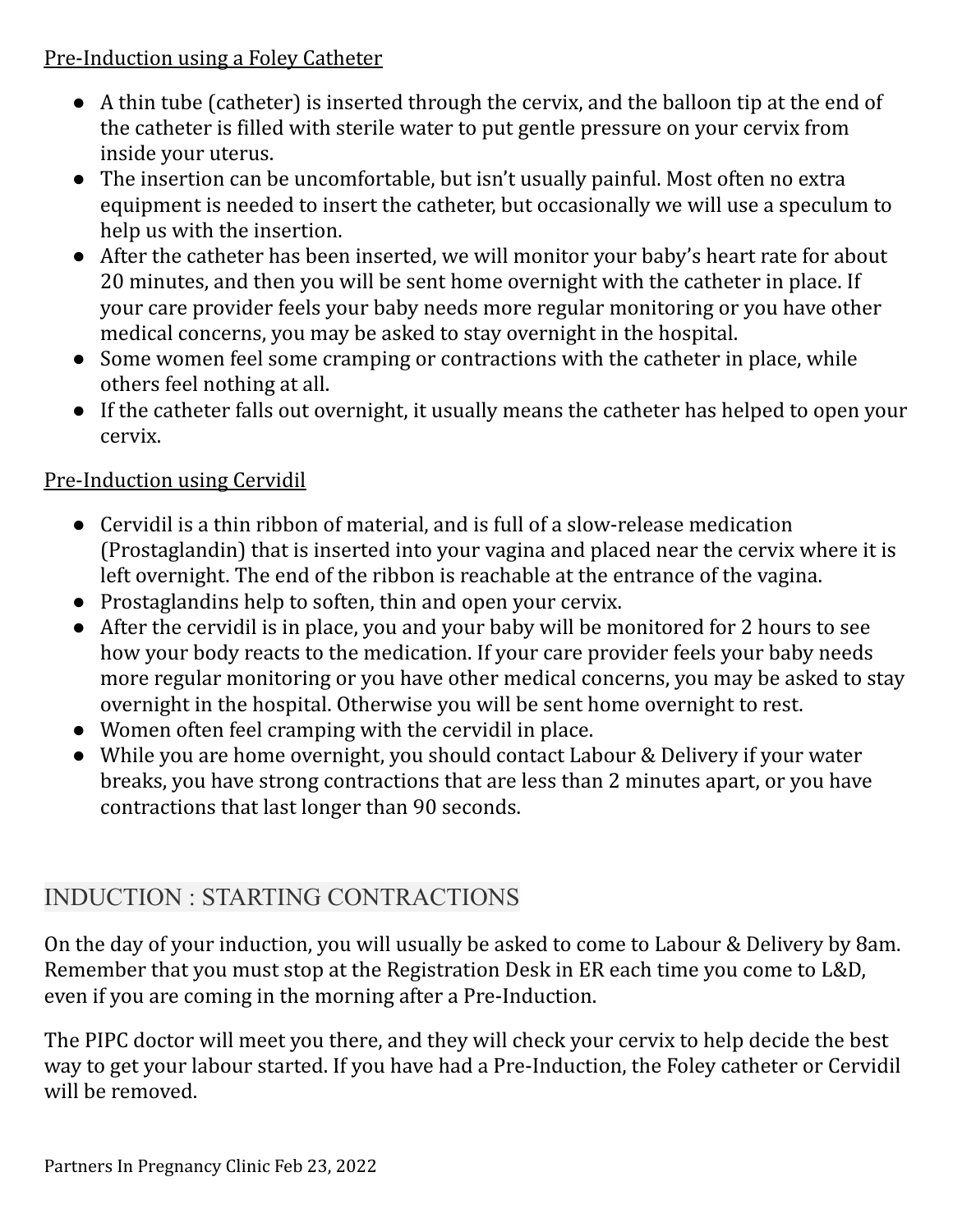## Pre-Induction using a Foley Catheter

- A thin tube (catheter) is inserted through the cervix, and the balloon tip at the end of the catheter is filled with sterile water to put gentle pressure on your cervix from inside your uterus.
- The insertion can be uncomfortable, but isn't usually painful. Most often no extra equipment is needed to insert the catheter, but occasionally we will use a speculum to help us with the insertion.
- After the catheter has been inserted, we will monitor your baby's heart rate for about 20 minutes, and then you will be sent home overnight with the catheter in place. If your care provider feels your baby needs more regular monitoring or you have other medical concerns, you may be asked to stay overnight in the hospital.
- Some women feel some cramping or contractions with the catheter in place, while others feel nothing at all.
- If the catheter falls out overnight, it usually means the catheter has helped to open your cervix.

## Pre-Induction using Cervidil

- Cervidil is a thin ribbon of material, and is full of a slow-release medication (Prostaglandin) that is inserted into your vagina and placed near the cervix where it is left overnight. The end of the ribbon is reachable at the entrance of the vagina.
- Prostaglandins help to soften, thin and open your cervix.
- After the cervidil is in place, you and your baby will be monitored for 2 hours to see how your body reacts to the medication. If your care provider feels your baby needs more regular monitoring or you have other medical concerns, you may be asked to stay overnight in the hospital. Otherwise you will be sent home overnight to rest.
- Women often feel cramping with the cervidil in place.
- While you are home overnight, you should contact Labour & Delivery if your water breaks, you have strong contractions that are less than 2 minutes apart, or you have contractions that last longer than 90 seconds.

# INDUCTION : STARTING CONTRACTIONS

On the day of your induction, you will usually be asked to come to Labour & Delivery by 8am. Remember that you must stop at the Registration Desk in ER each time you come to L&D, even if you are coming in the morning after a Pre-Induction.

The PIPC doctor will meet you there, and they will check your cervix to help decide the best way to get your labour started. If you have had a Pre-Induction, the Foley catheter or Cervidil will be removed.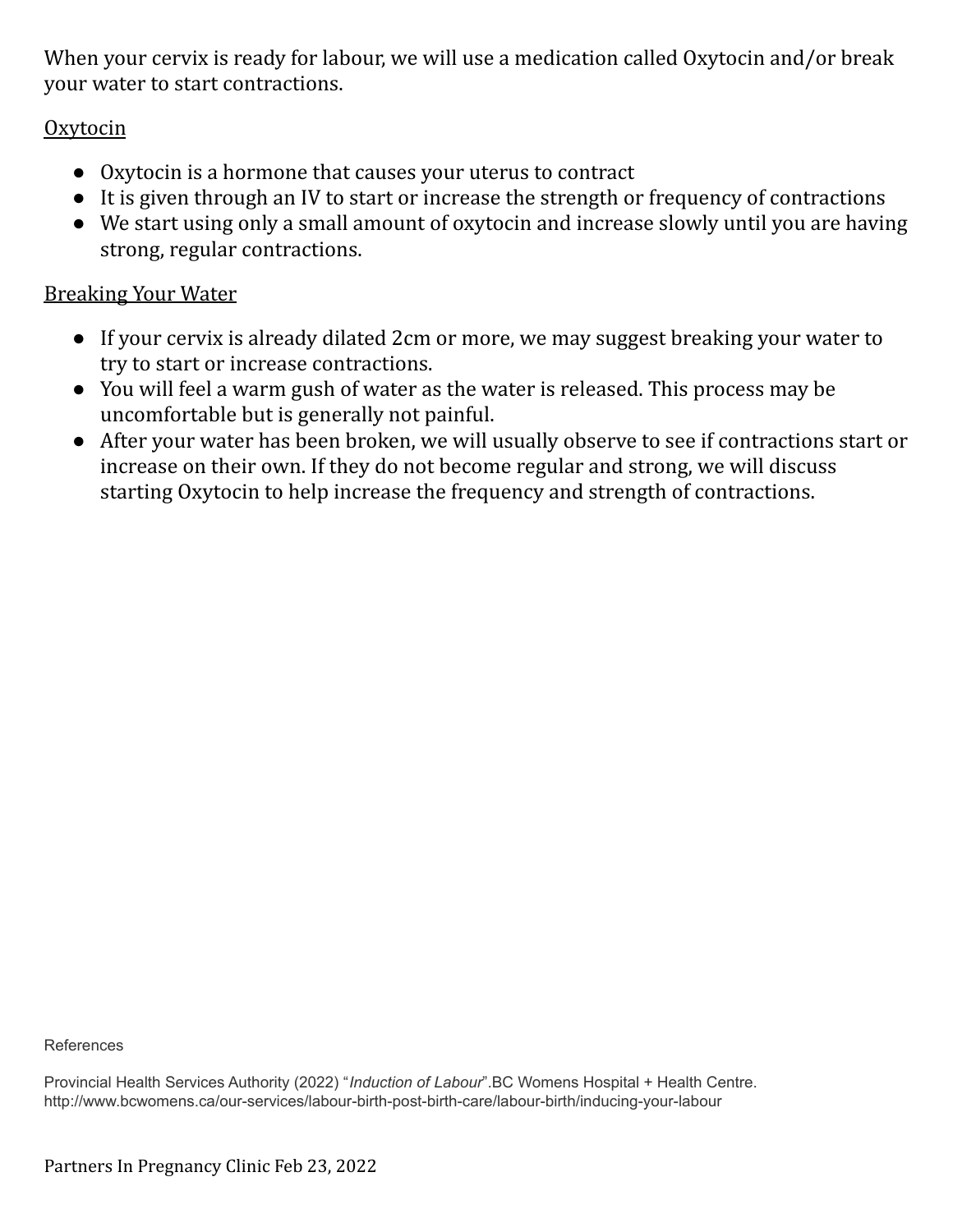When your cervix is ready for labour, we will use a medication called Oxytocin and/or break your water to start contractions.

## Oxytocin

- Oxytocin is a hormone that causes your uterus to contract
- It is given through an IV to start or increase the strength or frequency of contractions
- We start using only a small amount of oxytocin and increase slowly until you are having strong, regular contractions.

## Breaking Your Water

- If your cervix is already dilated 2cm or more, we may suggest breaking your water to try to start or increase contractions.
- You will feel a warm gush of water as the water is released. This process may be uncomfortable but is generally not painful.
- After your water has been broken, we will usually observe to see if contractions start or increase on their own. If they do not become regular and strong, we will discuss starting Oxytocin to help increase the frequency and strength of contractions.

References

Provincial Health Services Authority (2022) "*Induction of Labour*".BC Womens Hospital + Health Centre. http://www.bcwomens.ca/our-services/labour-birth-post-birth-care/labour-birth/inducing-your-labour

Partners In Pregnancy Clinic Feb 23, 2022